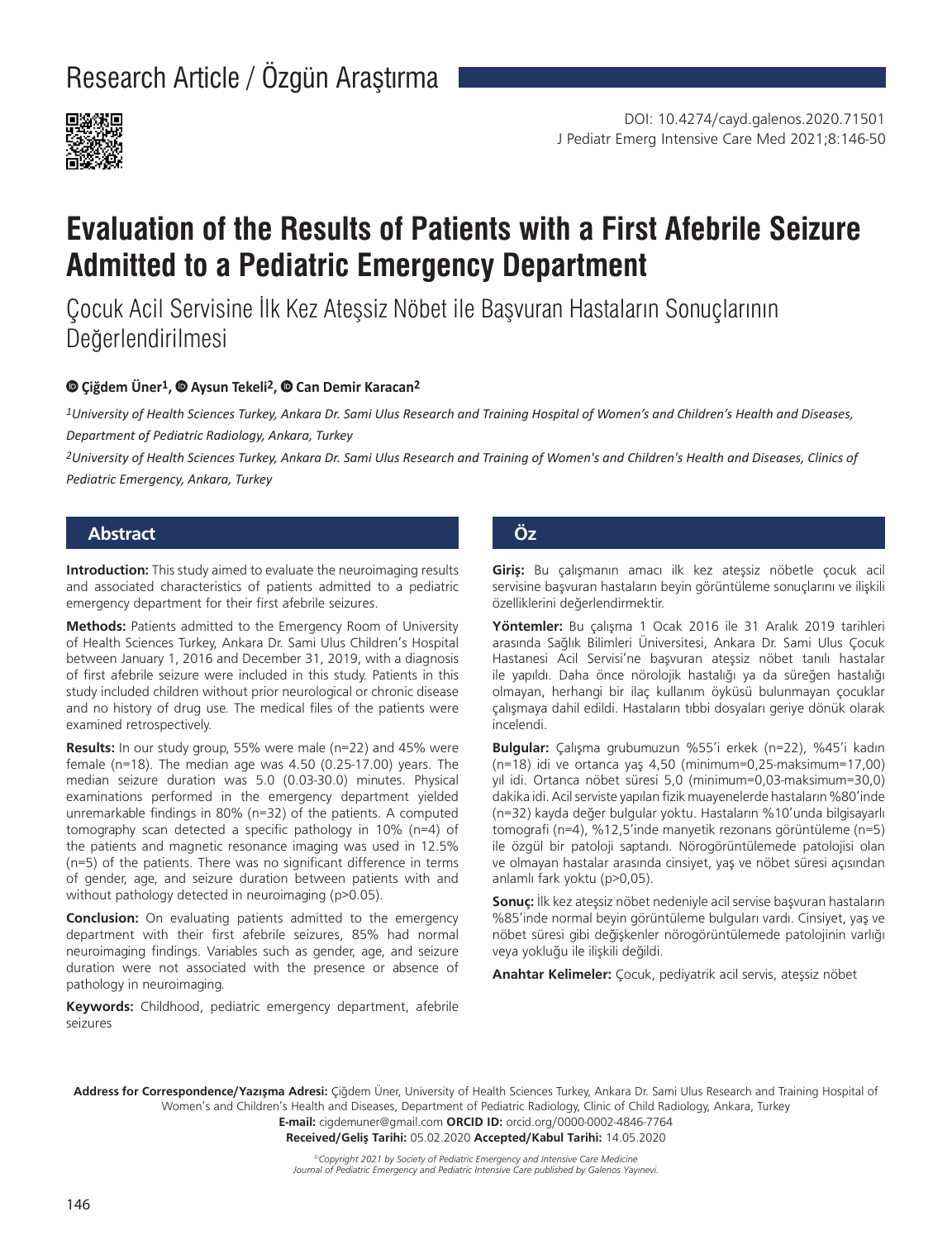Research Article / Özgün Araştırma

DOI: 10.4274/cayd.galenos.2020.71501

# Evaluation of the Results of Patients with a First Afebrile Seizure Admitted to a Pediatric Emergency Department

## Çocuk Acil Servisine İlk Kez Ateşsiz Nöbet ile Başvuran Hastaların Sonuçlarının Değerlendirilmesi

**Çiğdem Üner[1], Aysun Tekeli[2], Can Demir Karacan[2]**

*[1]University of Health Sciences Turkey, Ankara Dr. Sami Ulus Research and Training Hospital of Women's and Children's Health and Diseases, Department of Pediatric Radiology, Ankara, Turkey*

*[2]University of Health Sciences Turkey, Ankara Dr. Sami Ulus Research and Training of Women's and Children's Health and Diseases, Clinics of Pediatric Emergency, Ankara, Turkey*

## Abstract

**Introduction:** This study aimed to evaluate the neuroimaging results and associated characteristics of patients admitted to a pediatric emergency department for their first afebrile seizures.

**Methods:** Patients admitted to the Emergency Room of University of Health Sciences Turkey, Ankara Dr. Sami Ulus Children's Hospital between January 1, 2016 and December 31, 2019, with a diagnosis of first afebrile seizure were included in this study. Patients in this study included children without prior neurological or chronic disease and no history of drug use. The medical files of the patients were examined retrospectively.

**Results:** In our study group, 55% were male (n=22) and 45% were female (n=18). The median age was 4.50 (0.25-17.00) years. The median seizure duration was 5.0 (0.03-30.0) minutes. Physical examinations performed in the emergency department yielded unremarkable findings in 80% (n=32) of the patients. A computed tomography scan detected a specific pathology in 10% (n=4) of the patients and magnetic resonance imaging was used in 12.5% (n=5) of the patients. There was no significant difference in terms of gender, age, and seizure duration between patients with and without pathology detected in neuroimaging (p>0.05).

**Conclusion:** On evaluating patients admitted to the emergency department with their first afebrile seizures, 85% had normal neuroimaging findings. Variables such as gender, age, and seizure duration were not associated with the presence or absence of pathology in neuroimaging.

**Keywords:** Childhood, pediatric emergency department, afebrile seizures

## Öz

**Giriş:** Bu çalışmanın amacı ilk kez ateşsiz nöbetle çocuk acil servisine başvuran hastaların beyin görüntüleme sonuçlarını ve ilişkili özelliklerini değerlendirmektir.

**Yöntemler:** Bu çalışma 1 Ocak 2016 ile 31 Aralık 2019 tarihleri arasında Sağlık Bilimleri Üniversitesi, Ankara Dr. Sami Ulus Çocuk Hastanesi Acil Servisi'ne başvuran ateşsiz nöbet tanılı hastalar ile yapıldı. Daha önce nörolojik hastalığı ya da süreğen hastalığı olmayan, herhangi bir ilaç kullanım öyküsü bulunmayan çocuklar çalışmaya dahil edildi. Hastaların tıbbi dosyaları geriye dönük olarak incelendi.

**Bulgular:** Çalışma grubumuzun %55'i erkek (n=22), %45'i kadın (n=18) idi ve ortanca yaş 4,50 (minimum=0,25-maksimum=17,00) yıl idi. Ortanca nöbet süresi 5,0 (minimum=0,03-maksimum=30,0) dakika idi. Acil serviste yapılan fizik muayenelerde hastaların %80'inde (n=32) kayda değer bulgular yoktu. Hastaların %10'unda bilgisayarlı tomografi (n=4), %12,5'inde manyetik rezonans görüntüleme (n=5) ile özgül bir patoloji saptandı. Nörogörüntülemede patolojisi olan ve olmayan hastalar arasında cinsiyet, yaş ve nöbet süresi açısından anlamlı fark yoktu (p>0,05).

**Sonuç:** İlk kez ateşsiz nöbet nedeniyle acil servise başvuran hastaların %85'inde normal beyin görüntüleme bulguları vardı. Cinsiyet, yaş ve nöbet süresi gibi değişkenler nörogörüntülemede patolojinin varlığı veya yokluğu ile ilişkili değildi.

**Anahtar Kelimeler:** Çocuk, pediyatrik acil servis, ateşsiz nöbet

**Address for Correspondence/Yazışma Adresi:** Çiğdem Üner, University of Health Sciences Turkey, Ankara Dr. Sami Ulus Research and Training Hospital of Women's and Children's Health and Diseases, Department of Pediatric Radiology, Clinic of Child Radiology, Ankara, Turkey
**E-mail:** cigdemuner@gmail.com **ORCID ID:** orcid.org/0000-0002-4846-7764
**Received/Geliş Tarihi:** 05.02.2020 **Accepted/Kabul Tarihi:** 14.05.2020

*©Copyright 2021 by Society of Pediatric Emergency and Intensive Care Medicine*
*Journal of Pediatric Emergency and Pediatric Intensive Care published by Galenos Yayınevi.*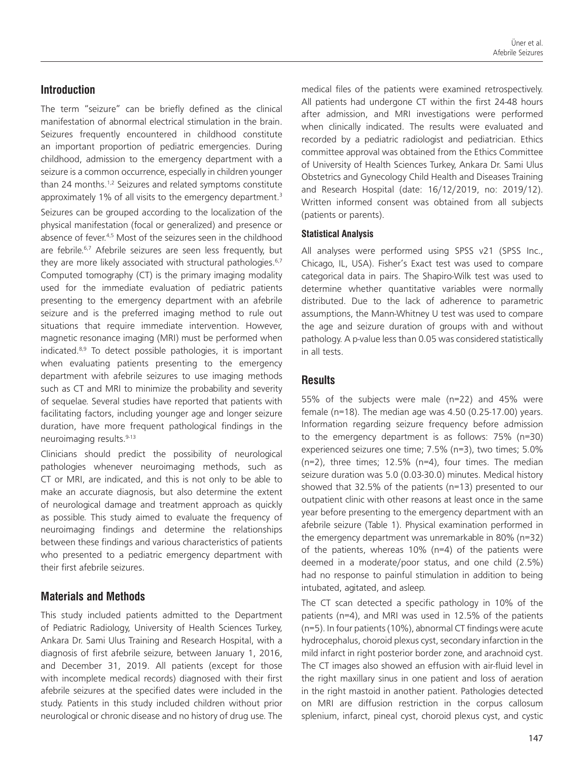## Introduction

The term "seizure" can be briefly defined as the clinical manifestation of abnormal electrical stimulation in the brain. Seizures frequently encountered in childhood constitute an important proportion of pediatric emergencies. During childhood, admission to the emergency department with a seizure is a common occurrence, especially in children younger than 24 months.[1,2] Seizures and related symptoms constitute approximately 1% of all visits to the emergency department.[3]

Seizures can be grouped according to the localization of the physical manifestation (focal or generalized) and presence or absence of fever.[4,5] Most of the seizures seen in the childhood are febrile.[6,7] Afebrile seizures are seen less frequently, but they are more likely associated with structural pathologies.[6,7] Computed tomography (CT) is the primary imaging modality used for the immediate evaluation of pediatric patients presenting to the emergency department with an afebrile seizure and is the preferred imaging method to rule out situations that require immediate intervention. However, magnetic resonance imaging (MRI) must be performed when indicated.[8,9] To detect possible pathologies, it is important when evaluating patients presenting to the emergency department with afebrile seizures to use imaging methods such as CT and MRI to minimize the probability and severity of sequelae. Several studies have reported that patients with facilitating factors, including younger age and longer seizure duration, have more frequent pathological findings in the neuroimaging results.[9-13]

Clinicians should predict the possibility of neurological pathologies whenever neuroimaging methods, such as CT or MRI, are indicated, and this is not only to be able to make an accurate diagnosis, but also determine the extent of neurological damage and treatment approach as quickly as possible. This study aimed to evaluate the frequency of neuroimaging findings and determine the relationships between these findings and various characteristics of patients who presented to a pediatric emergency department with their first afebrile seizures.

## Materials and Methods

This study included patients admitted to the Department of Pediatric Radiology, University of Health Sciences Turkey, Ankara Dr. Sami Ulus Training and Research Hospital, with a diagnosis of first afebrile seizure, between January 1, 2016, and December 31, 2019. All patients (except for those with incomplete medical records) diagnosed with their first afebrile seizures at the specified dates were included in the study. Patients in this study included children without prior neurological or chronic disease and no history of drug use. The medical files of the patients were examined retrospectively. All patients had undergone CT within the first 24-48 hours after admission, and MRI investigations were performed when clinically indicated. The results were evaluated and recorded by a pediatric radiologist and pediatrician. Ethics committee approval was obtained from the Ethics Committee of University of Health Sciences Turkey, Ankara Dr. Sami Ulus Obstetrics and Gynecology Child Health and Diseases Training and Research Hospital (date: 16/12/2019, no: 2019/12). Written informed consent was obtained from all subjects (patients or parents).

### Statistical Analysis

All analyses were performed using SPSS v21 (SPSS Inc., Chicago, IL, USA). Fisher's Exact test was used to compare categorical data in pairs. The Shapiro-Wilk test was used to determine whether quantitative variables were normally distributed. Due to the lack of adherence to parametric assumptions, the Mann-Whitney U test was used to compare the age and seizure duration of groups with and without pathology. A p-value less than 0.05 was considered statistically in all tests.

## Results

55% of the subjects were male (n=22) and 45% were female (n=18). The median age was 4.50 (0.25-17.00) years. Information regarding seizure frequency before admission to the emergency department is as follows: 75% (n=30) experienced seizures one time; 7.5% (n=3), two times; 5.0% (n=2), three times; 12.5% (n=4), four times. The median seizure duration was 5.0 (0.03-30.0) minutes. Medical history showed that 32.5% of the patients (n=13) presented to our outpatient clinic with other reasons at least once in the same year before presenting to the emergency department with an afebrile seizure (Table 1). Physical examination performed in the emergency department was unremarkable in 80% (n=32) of the patients, whereas 10% (n=4) of the patients were deemed in a moderate/poor status, and one child (2.5%) had no response to painful stimulation in addition to being intubated, agitated, and asleep.

The CT scan detected a specific pathology in 10% of the patients (n=4), and MRI was used in 12.5% of the patients (n=5). In four patients (10%), abnormal CT findings were acute hydrocephalus, choroid plexus cyst, secondary infarction in the mild infarct in right posterior border zone, and arachnoid cyst. The CT images also showed an effusion with air-fluid level in the right maxillary sinus in one patient and loss of aeration in the right mastoid in another patient. Pathologies detected on MRI are diffusion restriction in the corpus callosum splenium, infarct, pineal cyst, choroid plexus cyst, and cystic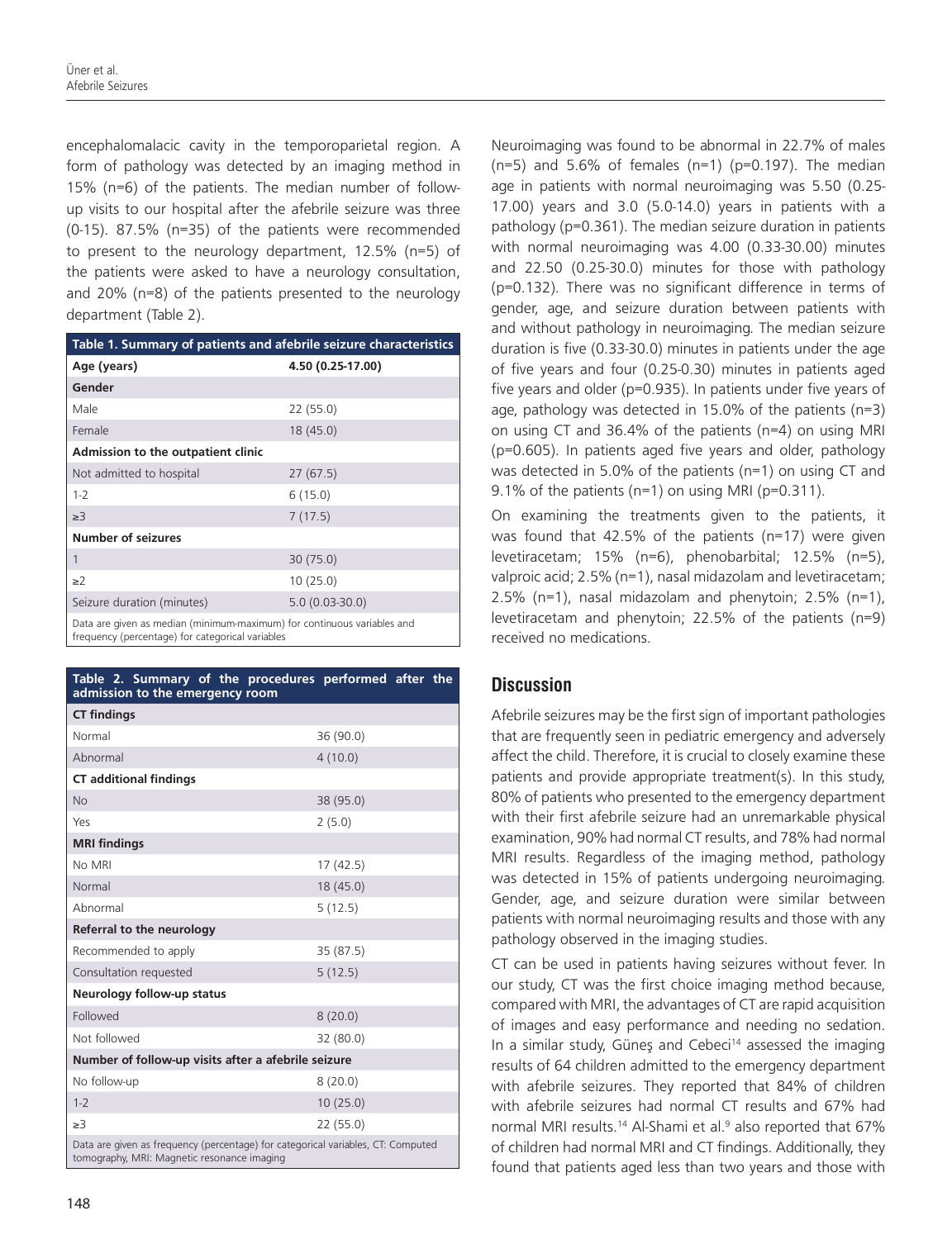encephalomalacic cavity in the temporoparietal region. A form of pathology was detected by an imaging method in 15% (n=6) of the patients. The median number of follow-up visits to our hospital after the afebrile seizure was three (0-15). 87.5% (n=35) of the patients were recommended to present to the neurology department, 12.5% (n=5) of the patients were asked to have a neurology consultation, and 20% (n=8) of the patients presented to the neurology department (Table 2).

**Table 1. Summary of patients and afebrile seizure characteristics**

| | |
|---|---|
| **Age (years)** | **4.50 (0.25-17.00)** |
| **Gender** | |
| Male | 22 (55.0) |
| Female | 18 (45.0) |
| **Admission to the outpatient clinic** | |
| Not admitted to hospital | 27 (67.5) |
| 1-2 | 6 (15.0) |
| ≥3 | 7 (17.5) |
| **Number of seizures** | |
| 1 | 30 (75.0) |
| ≥2 | 10 (25.0) |
| Seizure duration (minutes) | 5.0 (0.03-30.0) |

Data are given as median (minimum-maximum) for continuous variables and frequency (percentage) for categorical variables

**Table 2. Summary of the procedures performed after the admission to the emergency room**

| | |
|---|---|
| **CT findings** | |
| Normal | 36 (90.0) |
| Abnormal | 4 (10.0) |
| **CT additional findings** | |
| No | 38 (95.0) |
| Yes | 2 (5.0) |
| **MRI findings** | |
| No MRI | 17 (42.5) |
| Normal | 18 (45.0) |
| Abnormal | 5 (12.5) |
| **Referral to the neurology** | |
| Recommended to apply | 35 (87.5) |
| Consultation requested | 5 (12.5) |
| **Neurology follow-up status** | |
| Followed | 8 (20.0) |
| Not followed | 32 (80.0) |
| **Number of follow-up visits after a afebrile seizure** | |
| No follow-up | 8 (20.0) |
| 1-2 | 10 (25.0) |
| ≥3 | 22 (55.0) |

Data are given as frequency (percentage) for categorical variables, CT: Computed tomography, MRI: Magnetic resonance imaging

Neuroimaging was found to be abnormal in 22.7% of males (n=5) and 5.6% of females (n=1) (p=0.197). The median age in patients with normal neuroimaging was 5.50 (0.25-17.00) years and 3.0 (5.0-14.0) years in patients with a pathology (p=0.361). The median seizure duration in patients with normal neuroimaging was 4.00 (0.33-30.00) minutes and 22.50 (0.25-30.0) minutes for those with pathology (p=0.132). There was no significant difference in terms of gender, age, and seizure duration between patients with and without pathology in neuroimaging. The median seizure duration is five (0.33-30.0) minutes in patients under the age of five years and four (0.25-0.30) minutes in patients aged five years and older (p=0.935). In patients under five years of age, pathology was detected in 15.0% of the patients (n=3) on using CT and 36.4% of the patients (n=4) on using MRI (p=0.605). In patients aged five years and older, pathology was detected in 5.0% of the patients (n=1) on using CT and 9.1% of the patients (n=1) on using MRI (p=0.311).

On examining the treatments given to the patients, it was found that 42.5% of the patients (n=17) were given levetiracetam; 15% (n=6), phenobarbital; 12.5% (n=5), valproic acid; 2.5% (n=1), nasal midazolam and levetiracetam; 2.5% (n=1), nasal midazolam and phenytoin; 2.5% (n=1), levetiracetam and phenytoin; 22.5% of the patients (n=9) received no medications.

## Discussion

Afebrile seizures may be the first sign of important pathologies that are frequently seen in pediatric emergency and adversely affect the child. Therefore, it is crucial to closely examine these patients and provide appropriate treatment(s). In this study, 80% of patients who presented to the emergency department with their first afebrile seizure had an unremarkable physical examination, 90% had normal CT results, and 78% had normal MRI results. Regardless of the imaging method, pathology was detected in 15% of patients undergoing neuroimaging. Gender, age, and seizure duration were similar between patients with normal neuroimaging results and those with any pathology observed in the imaging studies.

CT can be used in patients having seizures without fever. In our study, CT was the first choice imaging method because, compared with MRI, the advantages of CT are rapid acquisition of images and easy performance and needing no sedation. In a similar study, Güneş and Cebeci[14] assessed the imaging results of 64 children admitted to the emergency department with afebrile seizures. They reported that 84% of children with afebrile seizures had normal CT results and 67% had normal MRI results.[14] Al-Shami et al.[9] also reported that 67% of children had normal MRI and CT findings. Additionally, they found that patients aged less than two years and those with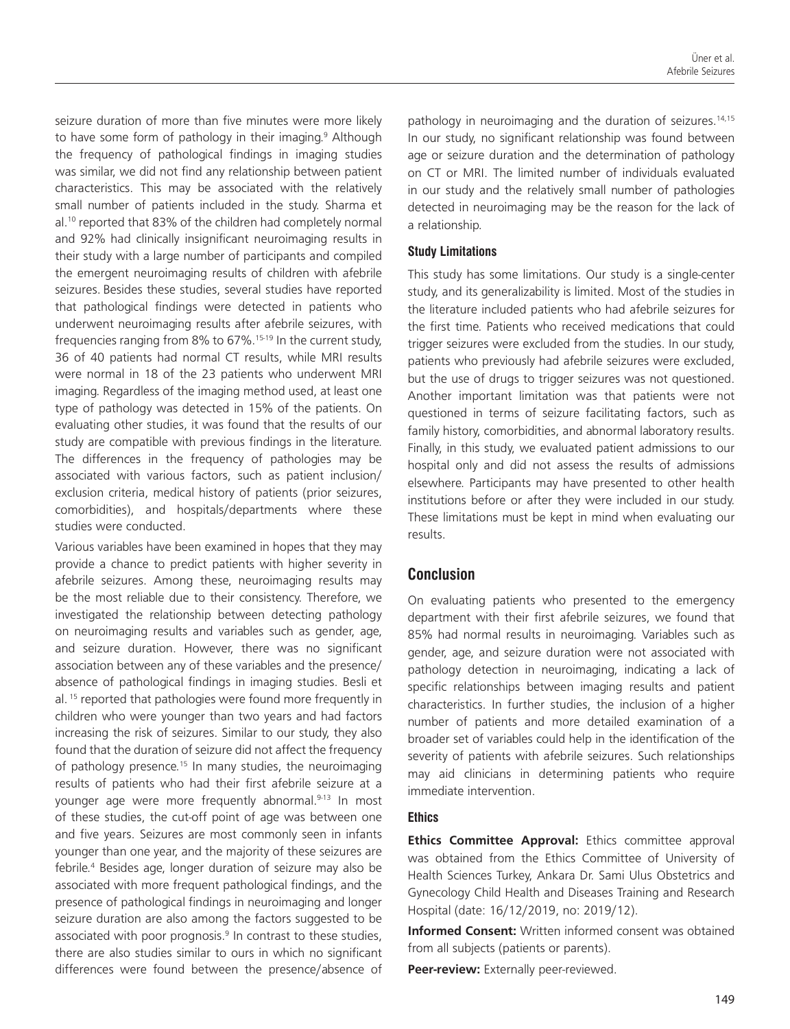seizure duration of more than five minutes were more likely to have some form of pathology in their imaging.[9] Although the frequency of pathological findings in imaging studies was similar, we did not find any relationship between patient characteristics. This may be associated with the relatively small number of patients included in the study. Sharma et al.[10] reported that 83% of the children had completely normal and 92% had clinically insignificant neuroimaging results in their study with a large number of participants and compiled the emergent neuroimaging results of children with afebrile seizures. Besides these studies, several studies have reported that pathological findings were detected in patients who underwent neuroimaging results after afebrile seizures, with frequencies ranging from 8% to 67%.[15-19] In the current study, 36 of 40 patients had normal CT results, while MRI results were normal in 18 of the 23 patients who underwent MRI imaging. Regardless of the imaging method used, at least one type of pathology was detected in 15% of the patients. On evaluating other studies, it was found that the results of our study are compatible with previous findings in the literature. The differences in the frequency of pathologies may be associated with various factors, such as patient inclusion/exclusion criteria, medical history of patients (prior seizures, comorbidities), and hospitals/departments where these studies were conducted.

Various variables have been examined in hopes that they may provide a chance to predict patients with higher severity in afebrile seizures. Among these, neuroimaging results may be the most reliable due to their consistency. Therefore, we investigated the relationship between detecting pathology on neuroimaging results and variables such as gender, age, and seizure duration. However, there was no significant association between any of these variables and the presence/absence of pathological findings in imaging studies. Besli et al.[15] reported that pathologies were found more frequently in children who were younger than two years and had factors increasing the risk of seizures. Similar to our study, they also found that the duration of seizure did not affect the frequency of pathology presence.[15] In many studies, the neuroimaging results of patients who had their first afebrile seizure at a younger age were more frequently abnormal.[9-13] In most of these studies, the cut-off point of age was between one and five years. Seizures are most commonly seen in infants younger than one year, and the majority of these seizures are febrile.[4] Besides age, longer duration of seizure may also be associated with more frequent pathological findings, and the presence of pathological findings in neuroimaging and longer seizure duration are also among the factors suggested to be associated with poor prognosis.[9] In contrast to these studies, there are also studies similar to ours in which no significant differences were found between the presence/absence of pathology in neuroimaging and the duration of seizures.[14,15] In our study, no significant relationship was found between age or seizure duration and the determination of pathology on CT or MRI. The limited number of individuals evaluated in our study and the relatively small number of pathologies detected in neuroimaging may be the reason for the lack of a relationship.

### Study Limitations

This study has some limitations. Our study is a single-center study, and its generalizability is limited. Most of the studies in the literature included patients who had afebrile seizures for the first time. Patients who received medications that could trigger seizures were excluded from the studies. In our study, patients who previously had afebrile seizures were excluded, but the use of drugs to trigger seizures was not questioned. Another important limitation was that patients were not questioned in terms of seizure facilitating factors, such as family history, comorbidities, and abnormal laboratory results. Finally, in this study, we evaluated patient admissions to our hospital only and did not assess the results of admissions elsewhere. Participants may have presented to other health institutions before or after they were included in our study. These limitations must be kept in mind when evaluating our results.

## Conclusion

On evaluating patients who presented to the emergency department with their first afebrile seizures, we found that 85% had normal results in neuroimaging. Variables such as gender, age, and seizure duration were not associated with pathology detection in neuroimaging, indicating a lack of specific relationships between imaging results and patient characteristics. In further studies, the inclusion of a higher number of patients and more detailed examination of a broader set of variables could help in the identification of the severity of patients with afebrile seizures. Such relationships may aid clinicians in determining patients who require immediate intervention.

### Ethics

**Ethics Committee Approval:** Ethics committee approval was obtained from the Ethics Committee of University of Health Sciences Turkey, Ankara Dr. Sami Ulus Obstetrics and Gynecology Child Health and Diseases Training and Research Hospital (date: 16/12/2019, no: 2019/12).

**Informed Consent:** Written informed consent was obtained from all subjects (patients or parents).

**Peer-review:** Externally peer-reviewed.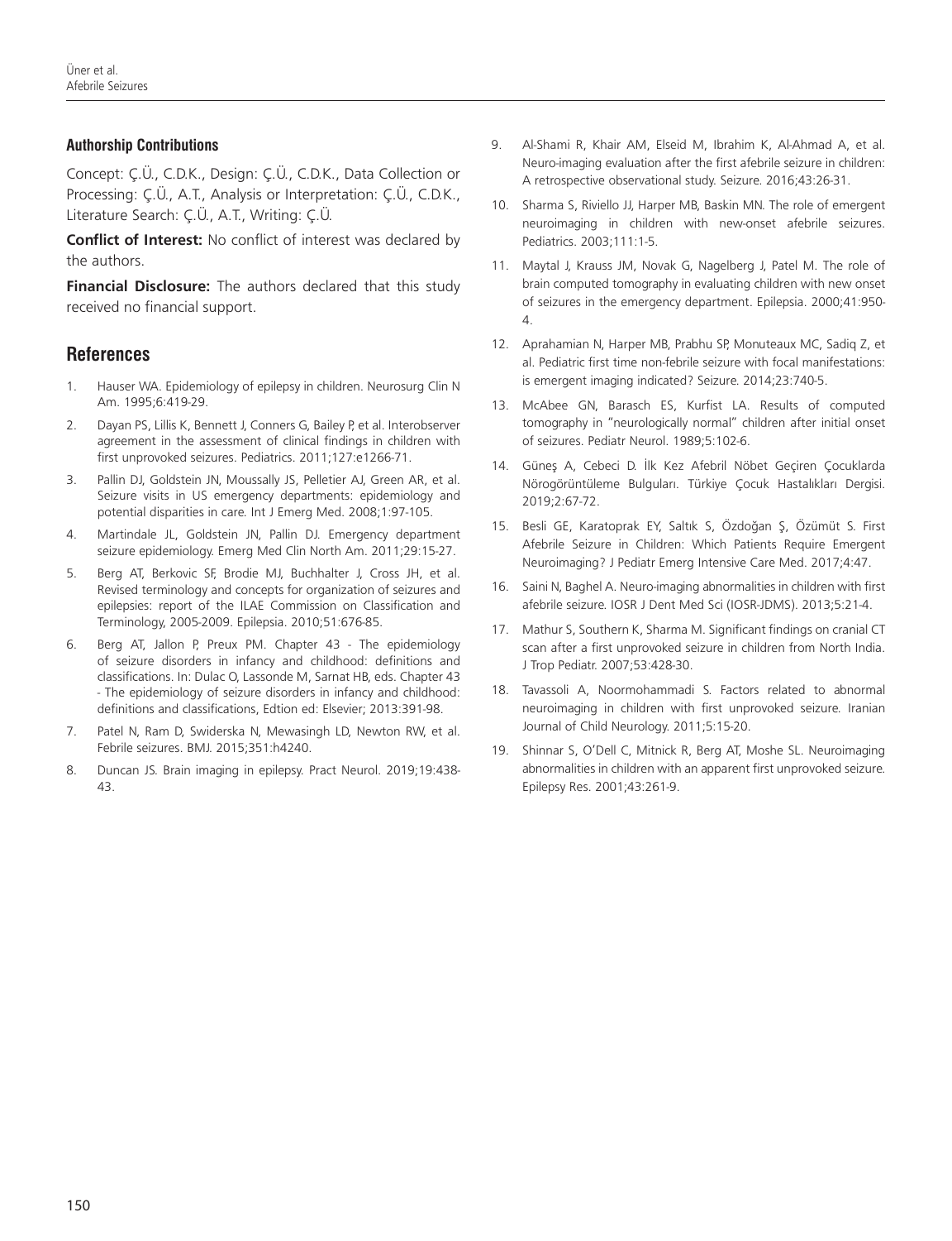### Authorship Contributions

Concept: Ç.Ü., C.D.K., Design: Ç.Ü., C.D.K., Data Collection or Processing: Ç.Ü., A.T., Analysis or Interpretation: Ç.Ü., C.D.K., Literature Search: Ç.Ü., A.T., Writing: Ç.Ü.

**Conflict of Interest:** No conflict of interest was declared by the authors.

**Financial Disclosure:** The authors declared that this study received no financial support.

## References

1. Hauser WA. Epidemiology of epilepsy in children. Neurosurg Clin N Am. 1995;6:419-29.
2. Dayan PS, Lillis K, Bennett J, Conners G, Bailey P, et al. Interobserver agreement in the assessment of clinical findings in children with first unprovoked seizures. Pediatrics. 2011;127:e1266-71.
3. Pallin DJ, Goldstein JN, Moussally JS, Pelletier AJ, Green AR, et al. Seizure visits in US emergency departments: epidemiology and potential disparities in care. Int J Emerg Med. 2008;1:97-105.
4. Martindale JL, Goldstein JN, Pallin DJ. Emergency department seizure epidemiology. Emerg Med Clin North Am. 2011;29:15-27.
5. Berg AT, Berkovic SF, Brodie MJ, Buchhalter J, Cross JH, et al. Revised terminology and concepts for organization of seizures and epilepsies: report of the ILAE Commission on Classification and Terminology, 2005-2009. Epilepsia. 2010;51:676-85.
6. Berg AT, Jallon P, Preux PM. Chapter 43 - The epidemiology of seizure disorders in infancy and childhood: definitions and classifications. In: Dulac O, Lassonde M, Sarnat HB, eds. Chapter 43 - The epidemiology of seizure disorders in infancy and childhood: definitions and classifications, Edtion ed: Elsevier; 2013:391-98.
7. Patel N, Ram D, Swiderska N, Mewasingh LD, Newton RW, et al. Febrile seizures. BMJ. 2015;351:h4240.
8. Duncan JS. Brain imaging in epilepsy. Pract Neurol. 2019;19:438-43.
9. Al-Shami R, Khair AM, Elseid M, Ibrahim K, Al-Ahmad A, et al. Neuro-imaging evaluation after the first afebrile seizure in children: A retrospective observational study. Seizure. 2016;43:26-31.
10. Sharma S, Riviello JJ, Harper MB, Baskin MN. The role of emergent neuroimaging in children with new-onset afebrile seizures. Pediatrics. 2003;111:1-5.
11. Maytal J, Krauss JM, Novak G, Nagelberg J, Patel M. The role of brain computed tomography in evaluating children with new onset of seizures in the emergency department. Epilepsia. 2000;41:950-4.
12. Aprahamian N, Harper MB, Prabhu SP, Monuteaux MC, Sadiq Z, et al. Pediatric first time non-febrile seizure with focal manifestations: is emergent imaging indicated? Seizure. 2014;23:740-5.
13. McAbee GN, Barasch ES, Kurfist LA. Results of computed tomography in "neurologically normal" children after initial onset of seizures. Pediatr Neurol. 1989;5:102-6.
14. Güneş A, Cebeci D. İlk Kez Afebril Nöbet Geçiren Çocuklarda Nörogörüntüleme Bulguları. Türkiye Çocuk Hastalıkları Dergisi. 2019;2:67-72.
15. Besli GE, Karatoprak EY, Saltık S, Özdoğan Ş, Özümüt S. First Afebrile Seizure in Children: Which Patients Require Emergent Neuroimaging? J Pediatr Emerg Intensive Care Med. 2017;4:47.
16. Saini N, Baghel A. Neuro-imaging abnormalities in children with first afebrile seizure. IOSR J Dent Med Sci (IOSR-JDMS). 2013;5:21-4.
17. Mathur S, Southern K, Sharma M. Significant findings on cranial CT scan after a first unprovoked seizure in children from North India. J Trop Pediatr. 2007;53:428-30.
18. Tavassoli A, Noormohammadi S. Factors related to abnormal neuroimaging in children with first unprovoked seizure. Iranian Journal of Child Neurology. 2011;5:15-20.
19. Shinnar S, O'Dell C, Mitnick R, Berg AT, Moshe SL. Neuroimaging abnormalities in children with an apparent first unprovoked seizure. Epilepsy Res. 2001;43:261-9.